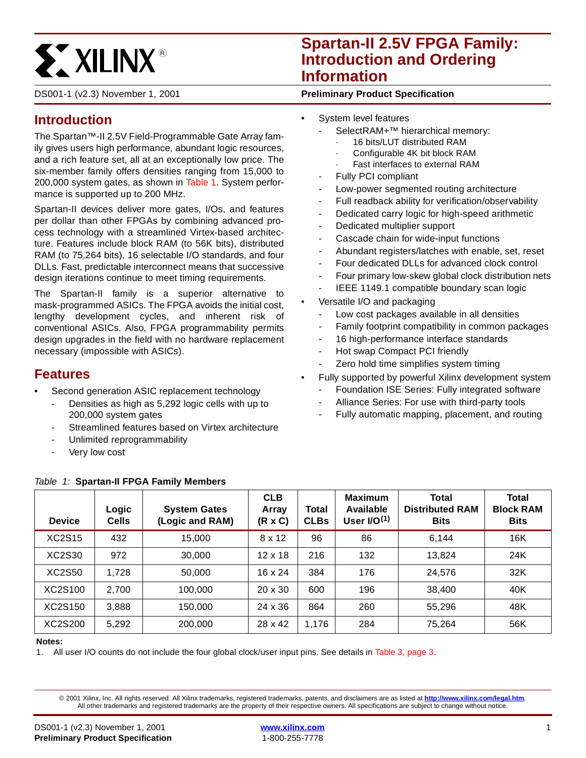# Spartan-II 2.5V FPGA Family: Introduction and Ordering Information

DS001-1 (v2.3) November 1, 2001

**Preliminary Product Specification**

## Introduction

The Spartan™-II 2.5V Field-Programmable Gate Array family gives users high performance, abundant logic resources, and a rich feature set, all at an exceptionally low price. The six-member family offers densities ranging from 15,000 to 200,000 system gates, as shown in Table 1. System performance is supported up to 200 MHz.

Spartan-II devices deliver more gates, I/Os, and features per dollar than other FPGAs by combining advanced process technology with a streamlined Virtex-based architecture. Features include block RAM (to 56K bits), distributed RAM (to 75,264 bits), 16 selectable I/O standards, and four DLLs. Fast, predictable interconnect means that successive design iterations continue to meet timing requirements.

The Spartan-II family is a superior alternative to mask-programmed ASICs. The FPGA avoids the initial cost, lengthy development cycles, and inherent risk of conventional ASICs. Also, FPGA programmability permits design upgrades in the field with no hardware replacement necessary (impossible with ASICs).

## Features

- Second generation ASIC replacement technology
  - Densities as high as 5,292 logic cells with up to 200,000 system gates
  - Streamlined features based on Virtex architecture
  - Unlimited reprogrammability
  - Very low cost
- System level features
  - SelectRAM+™ hierarchical memory:
    - 16 bits/LUT distributed RAM
    - Configurable 4K bit block RAM
    - Fast interfaces to external RAM
  - Fully PCI compliant
  - Low-power segmented routing architecture
  - Full readback ability for verification/observability
  - Dedicated carry logic for high-speed arithmetic
  - Dedicated multiplier support
  - Cascade chain for wide-input functions
  - Abundant registers/latches with enable, set, reset
  - Four dedicated DLLs for advanced clock control
  - Four primary low-skew global clock distribution nets
  - IEEE 1149.1 compatible boundary scan logic
- Versatile I/O and packaging
  - Low cost packages available in all densities
  - Family footprint compatibility in common packages
  - 16 high-performance interface standards
  - Hot swap Compact PCI friendly
  - Zero hold time simplifies system timing
- Fully supported by powerful Xilinx development system
  - Foundation ISE Series: Fully integrated software
  - Alliance Series: For use with third-party tools
  - Fully automatic mapping, placement, and routing

*Table 1:* **Spartan-II FPGA Family Members**

| Device | Logic Cells | System Gates (Logic and RAM) | CLB Array (R x C) | Total CLBs | Maximum Available User I/O(1) | Total Distributed RAM Bits | Total Block RAM Bits |
|---|---|---|---|---|---|---|---|
| XC2S15 | 432 | 15,000 | 8 x 12 | 96 | 86 | 6,144 | 16K |
| XC2S30 | 972 | 30,000 | 12 x 18 | 216 | 132 | 13,824 | 24K |
| XC2S50 | 1,728 | 50,000 | 16 x 24 | 384 | 176 | 24,576 | 32K |
| XC2S100 | 2,700 | 100,000 | 20 x 30 | 600 | 196 | 38,400 | 40K |
| XC2S150 | 3,888 | 150,000 | 24 x 36 | 864 | 260 | 55,296 | 48K |
| XC2S200 | 5,292 | 200,000 | 28 x 42 | 1,176 | 284 | 75,264 | 56K |

**Notes:**

1. All user I/O counts do not include the four global clock/user input pins. See details in Table 3, page 3.

© 2001 Xilinx, Inc. All rights reserved. All Xilinx trademarks, registered trademarks, patents, and disclaimers are as listed at **http://www.xilinx.com/legal.htm**. All other trademarks and registered trademarks are the property of their respective owners. All specifications are subject to change without notice.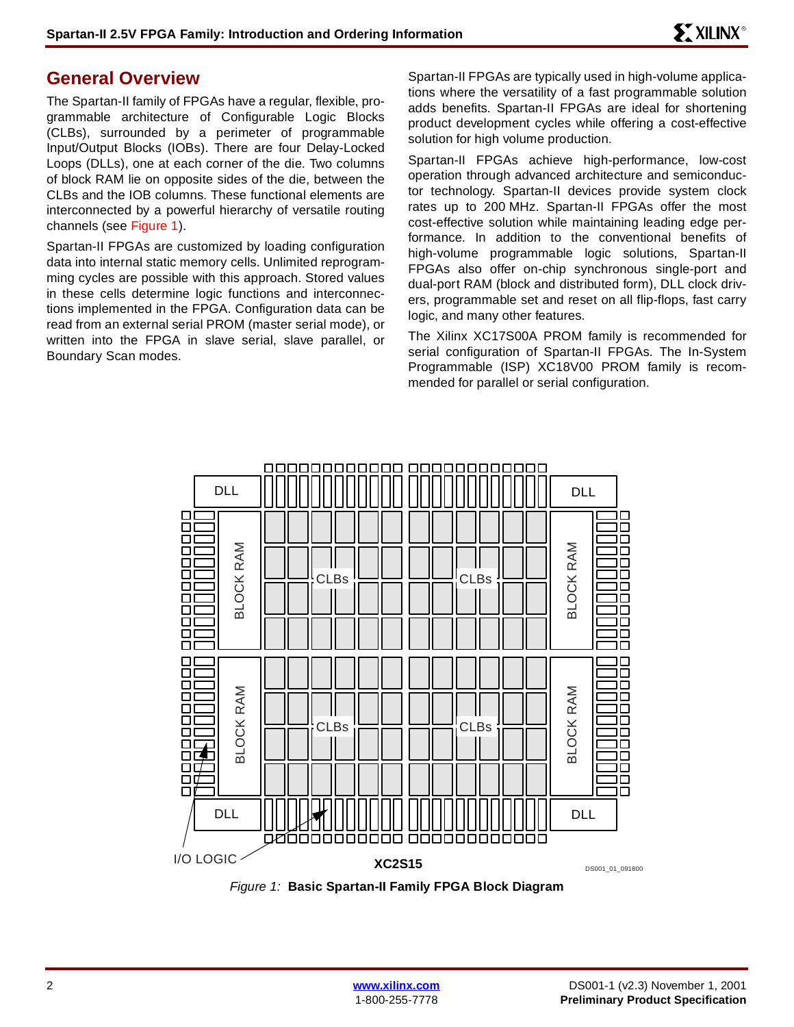## General Overview

The Spartan-II family of FPGAs have a regular, flexible, programmable architecture of Configurable Logic Blocks (CLBs), surrounded by a perimeter of programmable Input/Output Blocks (IOBs). There are four Delay-Locked Loops (DLLs), one at each corner of the die. Two columns of block RAM lie on opposite sides of the die, between the CLBs and the IOB columns. These functional elements are interconnected by a powerful hierarchy of versatile routing channels (see Figure 1).

Spartan-II FPGAs are customized by loading configuration data into internal static memory cells. Unlimited reprogramming cycles are possible with this approach. Stored values in these cells determine logic functions and interconnections implemented in the FPGA. Configuration data can be read from an external serial PROM (master serial mode), or written into the FPGA in slave serial, slave parallel, or Boundary Scan modes.

Spartan-II FPGAs are typically used in high-volume applications where the versatility of a fast programmable solution adds benefits. Spartan-II FPGAs are ideal for shortening product development cycles while offering a cost-effective solution for high volume production.

Spartan-II FPGAs achieve high-performance, low-cost operation through advanced architecture and semiconductor technology. Spartan-II devices provide system clock rates up to 200 MHz. Spartan-II FPGAs offer the most cost-effective solution while maintaining leading edge performance. In addition to the conventional benefits of high-volume programmable logic solutions, Spartan-II FPGAs also offer on-chip synchronous single-port and dual-port RAM (block and distributed form), DLL clock drivers, programmable set and reset on all flip-flops, fast carry logic, and many other features.

The Xilinx XC17S00A PROM family is recommended for serial configuration of Spartan-II FPGAs. The In-System Programmable (ISP) XC18V00 PROM family is recommended for parallel or serial configuration.

DLL DLL BLOCK RAM CLBs CLBs BLOCK RAM BLOCK RAM CLBs CLBs BLOCK RAM DLL DLL I/O LOGIC XC2S15 DS001_01_091800

*Figure 1:* **Basic Spartan-II Family FPGA Block Diagram**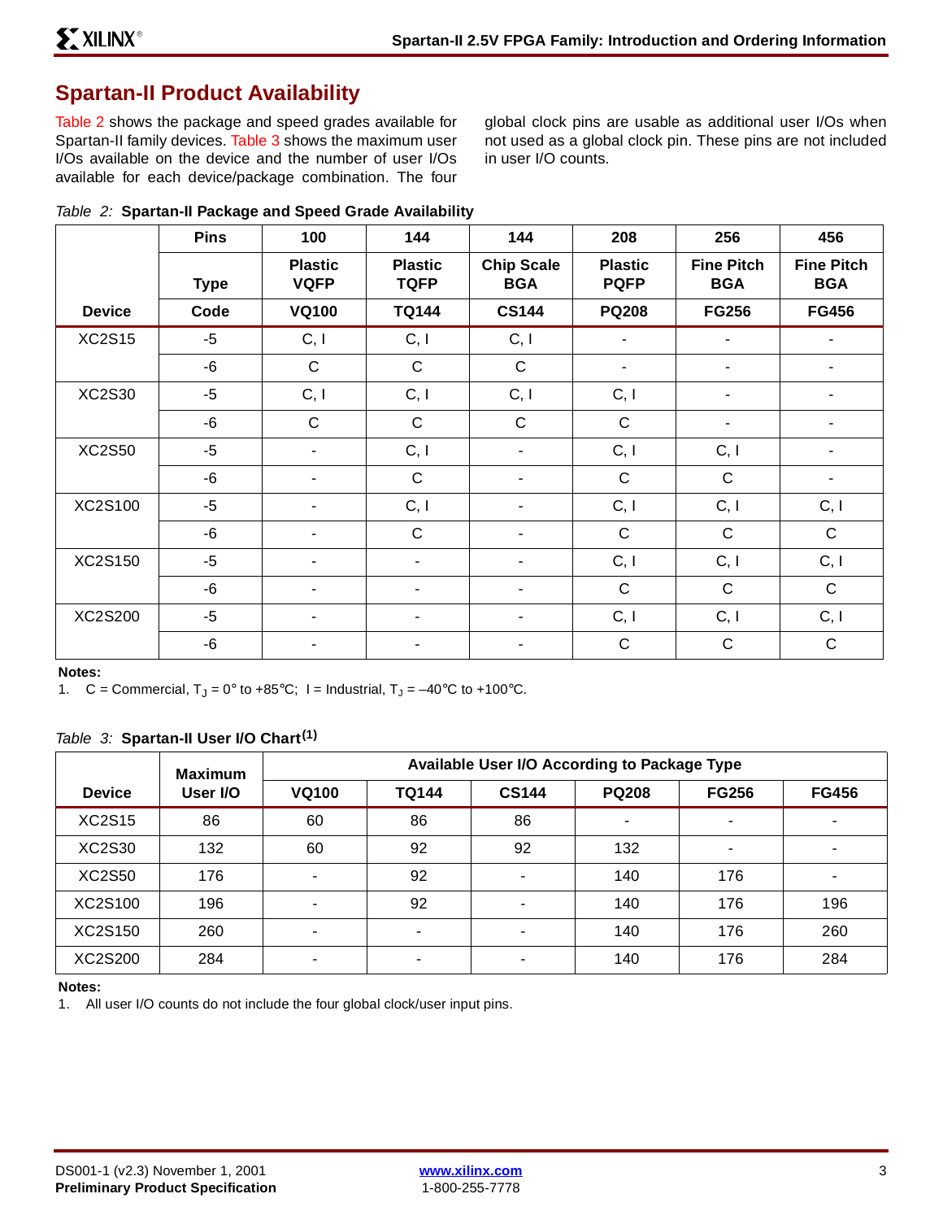## Spartan-II Product Availability

Table 2 shows the package and speed grades available for Spartan-II family devices. Table 3 shows the maximum user I/Os available on the device and the number of user I/Os available for each device/package combination. The four global clock pins are usable as additional user I/Os when not used as a global clock pin. These pins are not included in user I/O counts.

*Table 2:* **Spartan-II Package and Speed Grade Availability**

| | Pins | 100 | 144 | 144 | 208 | 256 | 456 |
|---|---|---|---|---|---|---|---|
| | Type | Plastic VQFP | Plastic TQFP | Chip Scale BGA | Plastic PQFP | Fine Pitch BGA | Fine Pitch BGA |
| Device | Code | VQ100 | TQ144 | CS144 | PQ208 | FG256 | FG456 |
| XC2S15 | -5 | C, I | C, I | C, I | - | - | - |
| | -6 | C | C | C | - | - | - |
| XC2S30 | -5 | C, I | C, I | C, I | C, I | - | - |
| | -6 | C | C | C | C | - | - |
| XC2S50 | -5 | - | C, I | - | C, I | C, I | - |
| | -6 | - | C | - | C | C | - |
| XC2S100 | -5 | - | C, I | - | C, I | C, I | C, I |
| | -6 | - | C | - | C | C | C |
| XC2S150 | -5 | - | - | - | C, I | C, I | C, I |
| | -6 | - | - | - | C | C | C |
| XC2S200 | -5 | - | - | - | C, I | C, I | C, I |
| | -6 | - | - | - | C | C | C |

**Notes:**
1. C = Commercial, $T_J$ = 0° to +85°C; I = Industrial, $T_J$ = –40°C to +100°C.

*Table 3:* **Spartan-II User I/O Chart[(1)]**

| Device | Maximum User I/O | Available User I/O According to Package Type | | | | | |
|---|---|---|---|---|---|---|---|
| | | VQ100 | TQ144 | CS144 | PQ208 | FG256 | FG456 |
| XC2S15 | 86 | 60 | 86 | 86 | - | - | - |
| XC2S30 | 132 | 60 | 92 | 92 | 132 | - | - |
| XC2S50 | 176 | - | 92 | - | 140 | 176 | - |
| XC2S100 | 196 | - | 92 | - | 140 | 176 | 196 |
| XC2S150 | 260 | - | - | - | 140 | 176 | 260 |
| XC2S200 | 284 | - | - | - | 140 | 176 | 284 |

**Notes:**
1. All user I/O counts do not include the four global clock/user input pins.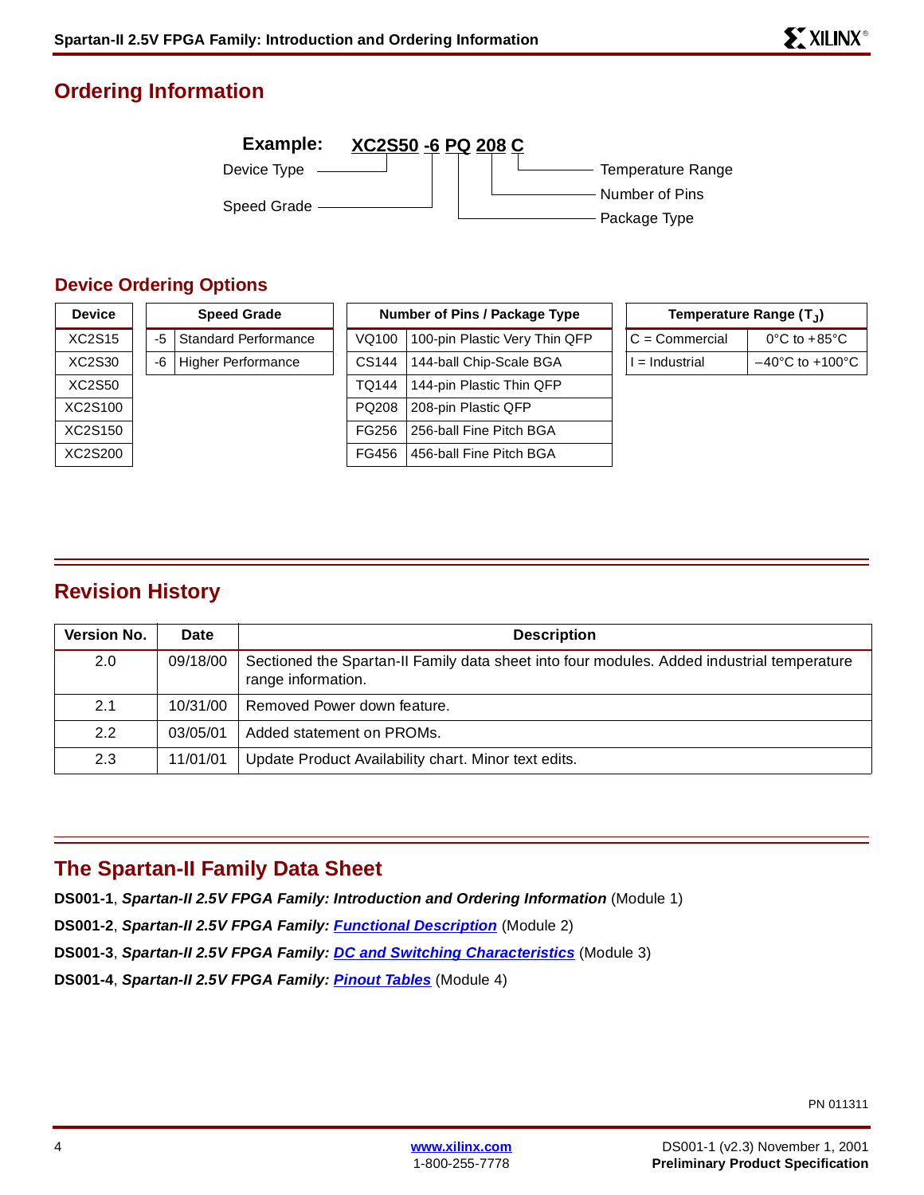## Ordering Information

**Example:** **XC2S50 -6 PQ 208 C**

Device Type

Speed Grade

Temperature Range

Number of Pins

Package Type

### Device Ordering Options

| Device |
|---|
| XC2S15 |
| XC2S30 |
| XC2S50 |
| XC2S100 |
| XC2S150 |
| XC2S200 |

| Speed Grade | |
|---|---|
| -5 | Standard Performance |
| -6 | Higher Performance |

| Number of Pins / Package Type | |
|---|---|
| VQ100 | 100-pin Plastic Very Thin QFP |
| CS144 | 144-ball Chip-Scale BGA |
| TQ144 | 144-pin Plastic Thin QFP |
| PQ208 | 208-pin Plastic QFP |
| FG256 | 256-ball Fine Pitch BGA |
| FG456 | 456-ball Fine Pitch BGA |

| Temperature Range ($T_J$) | |
|---|---|
| C = Commercial | 0°C to +85°C |
| I = Industrial | –40°C to +100°C |

## Revision History

| Version No. | Date | Description |
|---|---|---|
| 2.0 | 09/18/00 | Sectioned the Spartan-II Family data sheet into four modules. Added industrial temperature range information. |
| 2.1 | 10/31/00 | Removed Power down feature. |
| 2.2 | 03/05/01 | Added statement on PROMs. |
| 2.3 | 11/01/01 | Update Product Availability chart. Minor text edits. |

## The Spartan-II Family Data Sheet

**DS001-1**, ***Spartan-II 2.5V FPGA Family: Introduction and Ordering Information*** (Module 1)

**DS001-2**, ***Spartan-II 2.5V FPGA Family: Functional Description*** (Module 2)

**DS001-3**, ***Spartan-II 2.5V FPGA Family: DC and Switching Characteristics*** (Module 3)

**DS001-4**, ***Spartan-II 2.5V FPGA Family: Pinout Tables*** (Module 4)

PN 011311